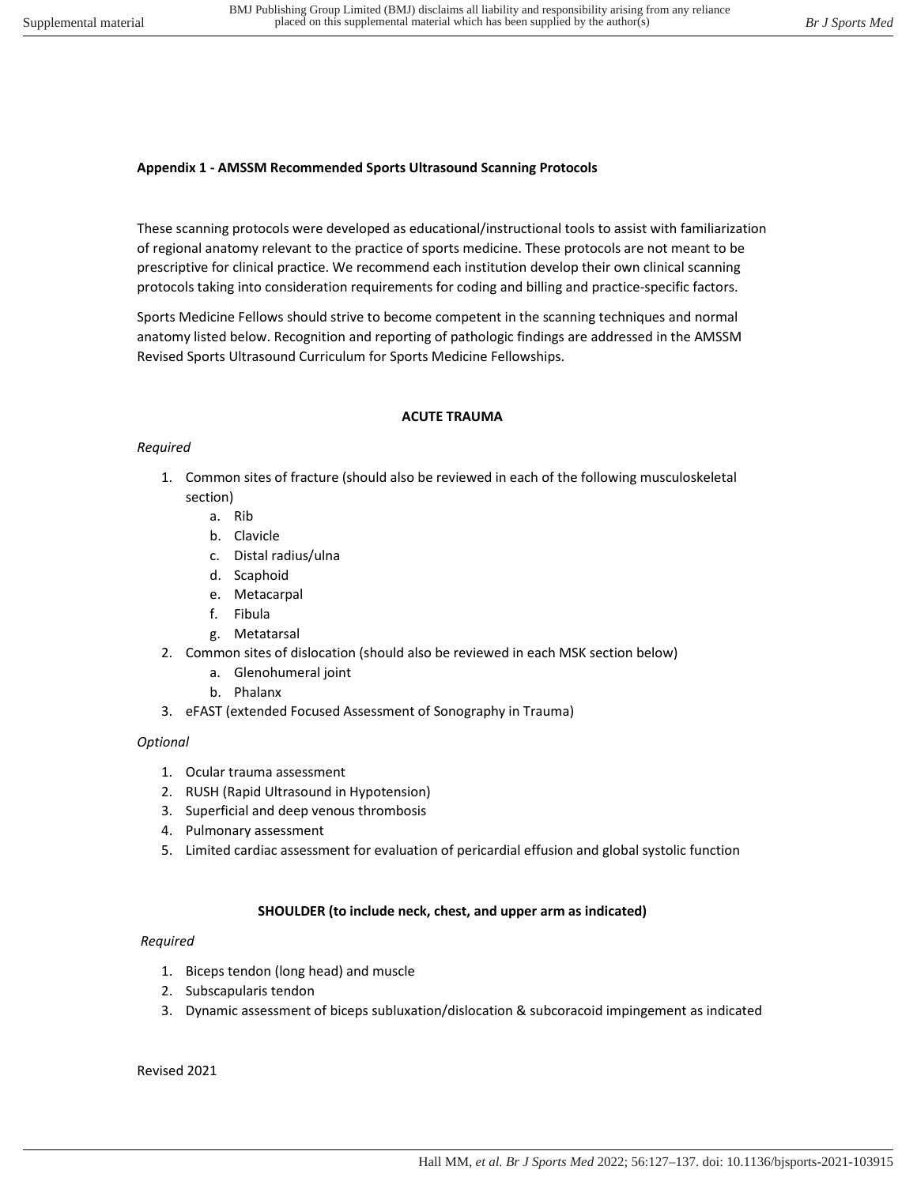**Appendix 1 - AMSSM Recommended Sports Ultrasound Scanning Protocols**

These scanning protocols were developed as educational/instructional tools to assist with familiarization of regional anatomy relevant to the practice of sports medicine. These protocols are not meant to be prescriptive for clinical practice. We recommend each institution develop their own clinical scanning protocols taking into consideration requirements for coding and billing and practice-specific factors.

Sports Medicine Fellows should strive to become competent in the scanning techniques and normal anatomy listed below. Recognition and reporting of pathologic findings are addressed in the AMSSM Revised Sports Ultrasound Curriculum for Sports Medicine Fellowships.

## ACUTE TRAUMA

*Required*

1. Common sites of fracture (should also be reviewed in each of the following musculoskeletal section)
    a. Rib
    b. Clavicle
    c. Distal radius/ulna
    d. Scaphoid
    e. Metacarpal
    f. Fibula
    g. Metatarsal
2. Common sites of dislocation (should also be reviewed in each MSK section below)
    a. Glenohumeral joint
    b. Phalanx
3. eFAST (extended Focused Assessment of Sonography in Trauma)

*Optional*

1. Ocular trauma assessment
2. RUSH (Rapid Ultrasound in Hypotension)
3. Superficial and deep venous thrombosis
4. Pulmonary assessment
5. Limited cardiac assessment for evaluation of pericardial effusion and global systolic function

## SHOULDER (to include neck, chest, and upper arm as indicated)

*Required*

1. Biceps tendon (long head) and muscle
2. Subscapularis tendon
3. Dynamic assessment of biceps subluxation/dislocation & subcoracoid impingement as indicated

Revised 2021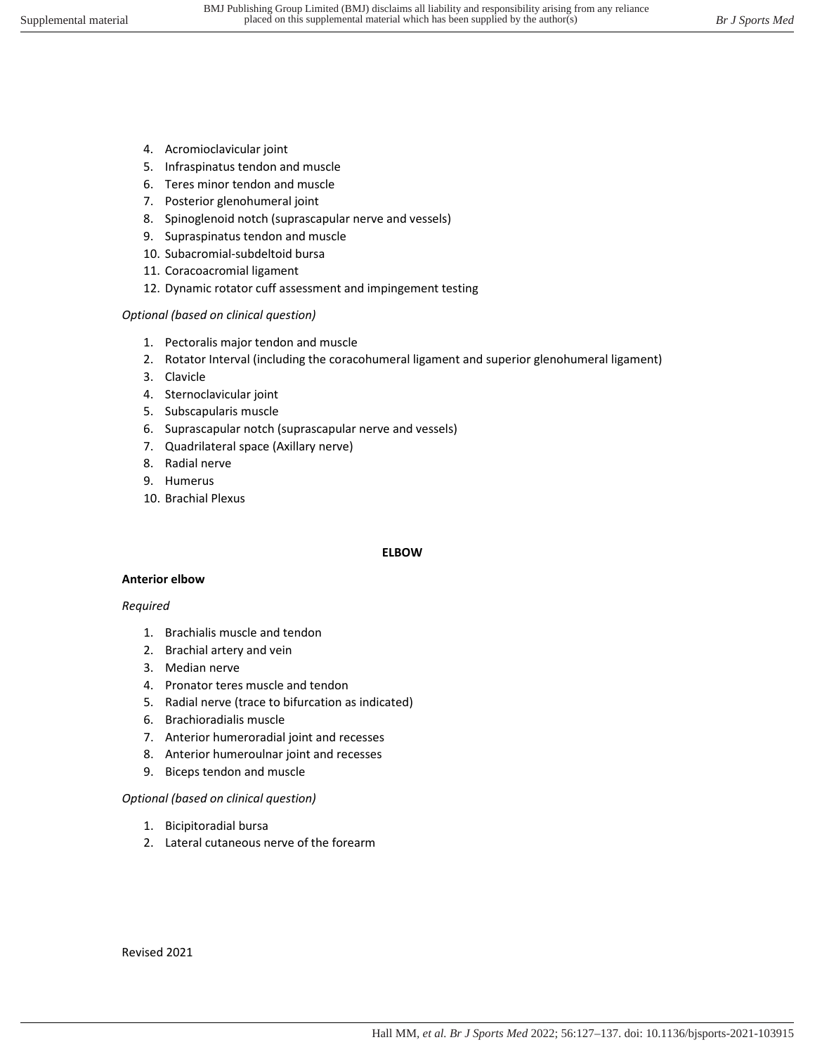4. Acromioclavicular joint
5. Infraspinatus tendon and muscle
6. Teres minor tendon and muscle
7. Posterior glenohumeral joint
8. Spinoglenoid notch (suprascapular nerve and vessels)
9. Supraspinatus tendon and muscle
10. Subacromial-subdeltoid bursa
11. Coracoacromial ligament
12. Dynamic rotator cuff assessment and impingement testing

*Optional (based on clinical question)*

1. Pectoralis major tendon and muscle
2. Rotator Interval (including the coracohumeral ligament and superior glenohumeral ligament)
3. Clavicle
4. Sternoclavicular joint
5. Subscapularis muscle
6. Suprascapular notch (suprascapular nerve and vessels)
7. Quadrilateral space (Axillary nerve)
8. Radial nerve
9. Humerus
10. Brachial Plexus

## ELBOW

### Anterior elbow

*Required*

1. Brachialis muscle and tendon
2. Brachial artery and vein
3. Median nerve
4. Pronator teres muscle and tendon
5. Radial nerve (trace to bifurcation as indicated)
6. Brachioradialis muscle
7. Anterior humeroradial joint and recesses
8. Anterior humeroulnar joint and recesses
9. Biceps tendon and muscle

*Optional (based on clinical question)*

1. Bicipitoradial bursa
2. Lateral cutaneous nerve of the forearm

Revised 2021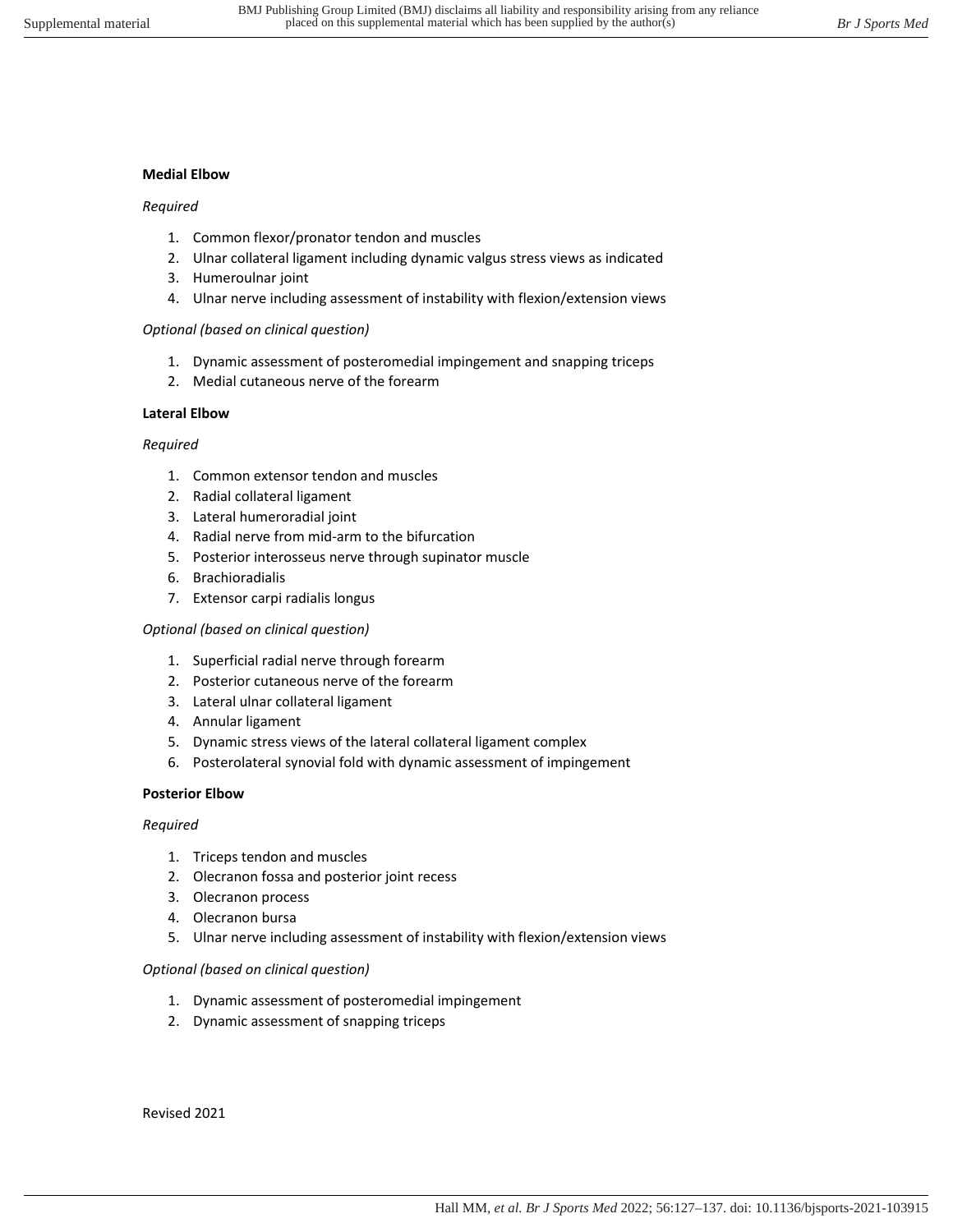**Medial Elbow**

*Required*

1. Common flexor/pronator tendon and muscles
2. Ulnar collateral ligament including dynamic valgus stress views as indicated
3. Humeroulnar joint
4. Ulnar nerve including assessment of instability with flexion/extension views

*Optional (based on clinical question)*

1. Dynamic assessment of posteromedial impingement and snapping triceps
2. Medial cutaneous nerve of the forearm

**Lateral Elbow**

*Required*

1. Common extensor tendon and muscles
2. Radial collateral ligament
3. Lateral humeroradial joint
4. Radial nerve from mid-arm to the bifurcation
5. Posterior interosseus nerve through supinator muscle
6. Brachioradialis
7. Extensor carpi radialis longus

*Optional (based on clinical question)*

1. Superficial radial nerve through forearm
2. Posterior cutaneous nerve of the forearm
3. Lateral ulnar collateral ligament
4. Annular ligament
5. Dynamic stress views of the lateral collateral ligament complex
6. Posterolateral synovial fold with dynamic assessment of impingement

**Posterior Elbow**

*Required*

1. Triceps tendon and muscles
2. Olecranon fossa and posterior joint recess
3. Olecranon process
4. Olecranon bursa
5. Ulnar nerve including assessment of instability with flexion/extension views

*Optional (based on clinical question)*

1. Dynamic assessment of posteromedial impingement
2. Dynamic assessment of snapping triceps

Revised 2021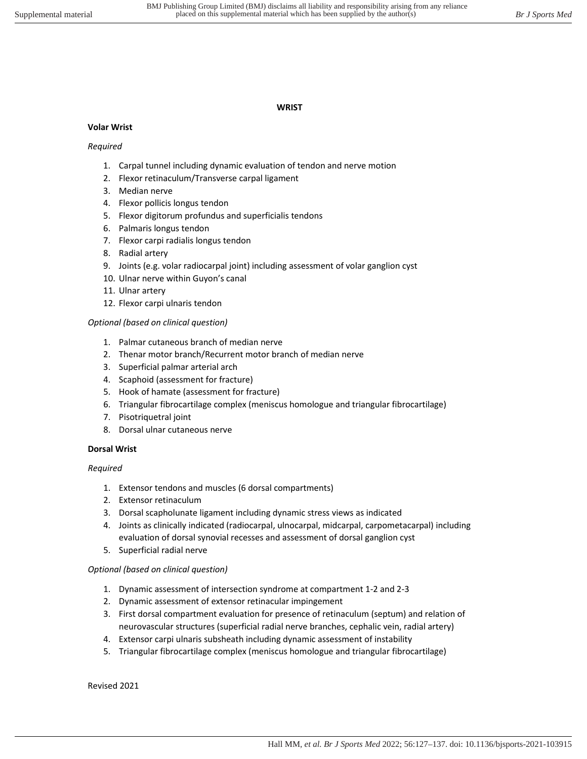# WRIST

## Volar Wrist

*Required*

1. Carpal tunnel including dynamic evaluation of tendon and nerve motion
2. Flexor retinaculum/Transverse carpal ligament
3. Median nerve
4. Flexor pollicis longus tendon
5. Flexor digitorum profundus and superficialis tendons
6. Palmaris longus tendon
7. Flexor carpi radialis longus tendon
8. Radial artery
9. Joints (e.g. volar radiocarpal joint) including assessment of volar ganglion cyst
10. Ulnar nerve within Guyon's canal
11. Ulnar artery
12. Flexor carpi ulnaris tendon

*Optional (based on clinical question)*

1. Palmar cutaneous branch of median nerve
2. Thenar motor branch/Recurrent motor branch of median nerve
3. Superficial palmar arterial arch
4. Scaphoid (assessment for fracture)
5. Hook of hamate (assessment for fracture)
6. Triangular fibrocartilage complex (meniscus homologue and triangular fibrocartilage)
7. Pisotriquetral joint
8. Dorsal ulnar cutaneous nerve

## Dorsal Wrist

*Required*

1. Extensor tendons and muscles (6 dorsal compartments)
2. Extensor retinaculum
3. Dorsal scapholunate ligament including dynamic stress views as indicated
4. Joints as clinically indicated (radiocarpal, ulnocarpal, midcarpal, carpometacarpal) including evaluation of dorsal synovial recesses and assessment of dorsal ganglion cyst
5. Superficial radial nerve

*Optional (based on clinical question)*

1. Dynamic assessment of intersection syndrome at compartment 1-2 and 2-3
2. Dynamic assessment of extensor retinacular impingement
3. First dorsal compartment evaluation for presence of retinaculum (septum) and relation of neurovascular structures (superficial radial nerve branches, cephalic vein, radial artery)
4. Extensor carpi ulnaris subsheath including dynamic assessment of instability
5. Triangular fibrocartilage complex (meniscus homologue and triangular fibrocartilage)

Revised 2021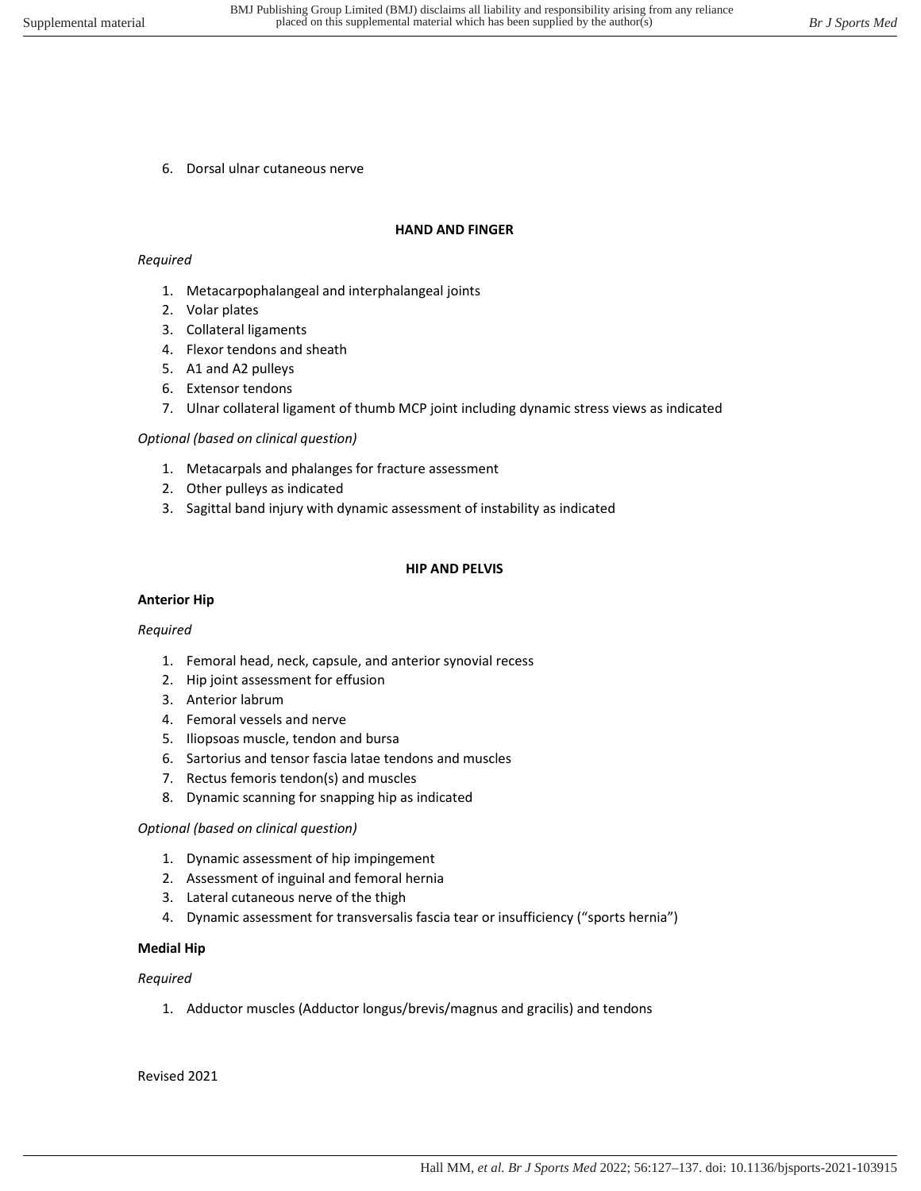6. Dorsal ulnar cutaneous nerve

## HAND AND FINGER

*Required*

1. Metacarpophalangeal and interphalangeal joints
2. Volar plates
3. Collateral ligaments
4. Flexor tendons and sheath
5. A1 and A2 pulleys
6. Extensor tendons
7. Ulnar collateral ligament of thumb MCP joint including dynamic stress views as indicated

*Optional (based on clinical question)*

1. Metacarpals and phalanges for fracture assessment
2. Other pulleys as indicated
3. Sagittal band injury with dynamic assessment of instability as indicated

## HIP AND PELVIS

### Anterior Hip

*Required*

1. Femoral head, neck, capsule, and anterior synovial recess
2. Hip joint assessment for effusion
3. Anterior labrum
4. Femoral vessels and nerve
5. Iliopsoas muscle, tendon and bursa
6. Sartorius and tensor fascia latae tendons and muscles
7. Rectus femoris tendon(s) and muscles
8. Dynamic scanning for snapping hip as indicated

*Optional (based on clinical question)*

1. Dynamic assessment of hip impingement
2. Assessment of inguinal and femoral hernia
3. Lateral cutaneous nerve of the thigh
4. Dynamic assessment for transversalis fascia tear or insufficiency ("sports hernia")

### Medial Hip

*Required*

1. Adductor muscles (Adductor longus/brevis/magnus and gracilis) and tendons

Revised 2021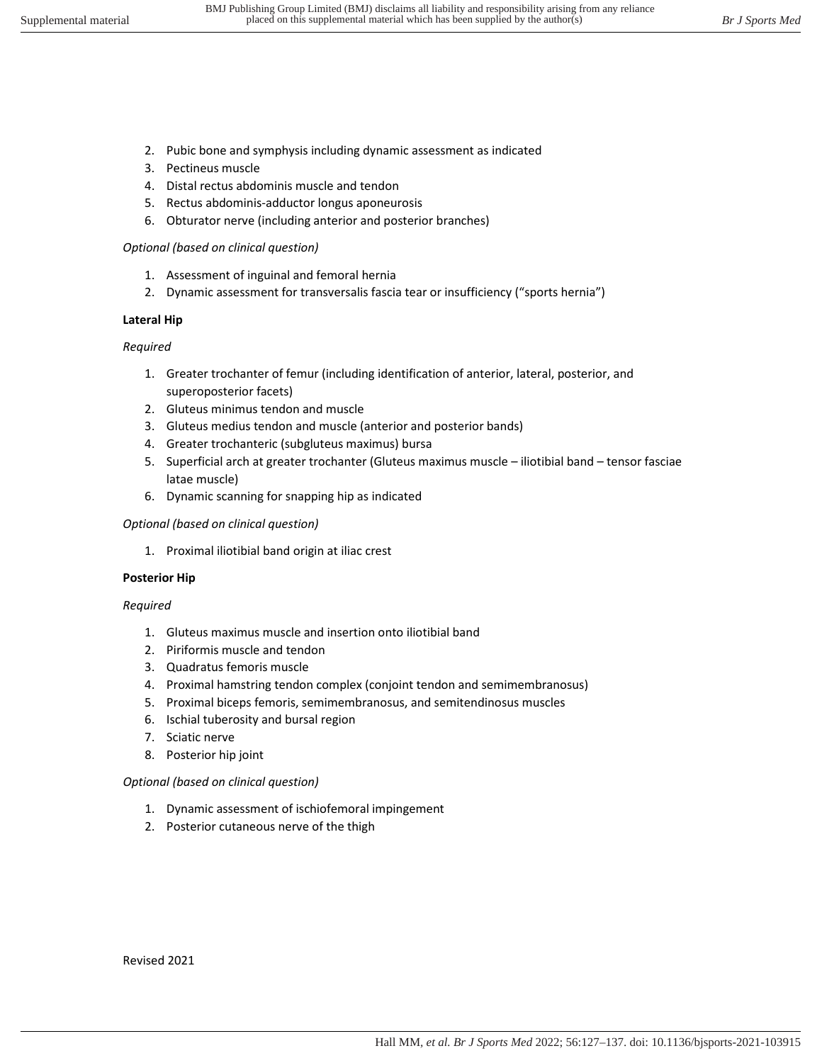2. Pubic bone and symphysis including dynamic assessment as indicated
3. Pectineus muscle
4. Distal rectus abdominis muscle and tendon
5. Rectus abdominis-adductor longus aponeurosis
6. Obturator nerve (including anterior and posterior branches)

*Optional (based on clinical question)*

1. Assessment of inguinal and femoral hernia
2. Dynamic assessment for transversalis fascia tear or insufficiency ("sports hernia")

**Lateral Hip**

*Required*

1. Greater trochanter of femur (including identification of anterior, lateral, posterior, and superoposterior facets)
2. Gluteus minimus tendon and muscle
3. Gluteus medius tendon and muscle (anterior and posterior bands)
4. Greater trochanteric (subgluteus maximus) bursa
5. Superficial arch at greater trochanter (Gluteus maximus muscle – iliotibial band – tensor fasciae latae muscle)
6. Dynamic scanning for snapping hip as indicated

*Optional (based on clinical question)*

1. Proximal iliotibial band origin at iliac crest

**Posterior Hip**

*Required*

1. Gluteus maximus muscle and insertion onto iliotibial band
2. Piriformis muscle and tendon
3. Quadratus femoris muscle
4. Proximal hamstring tendon complex (conjoint tendon and semimembranosus)
5. Proximal biceps femoris, semimembranosus, and semitendinosus muscles
6. Ischial tuberosity and bursal region
7. Sciatic nerve
8. Posterior hip joint

*Optional (based on clinical question)*

1. Dynamic assessment of ischiofemoral impingement
2. Posterior cutaneous nerve of the thigh

Revised 2021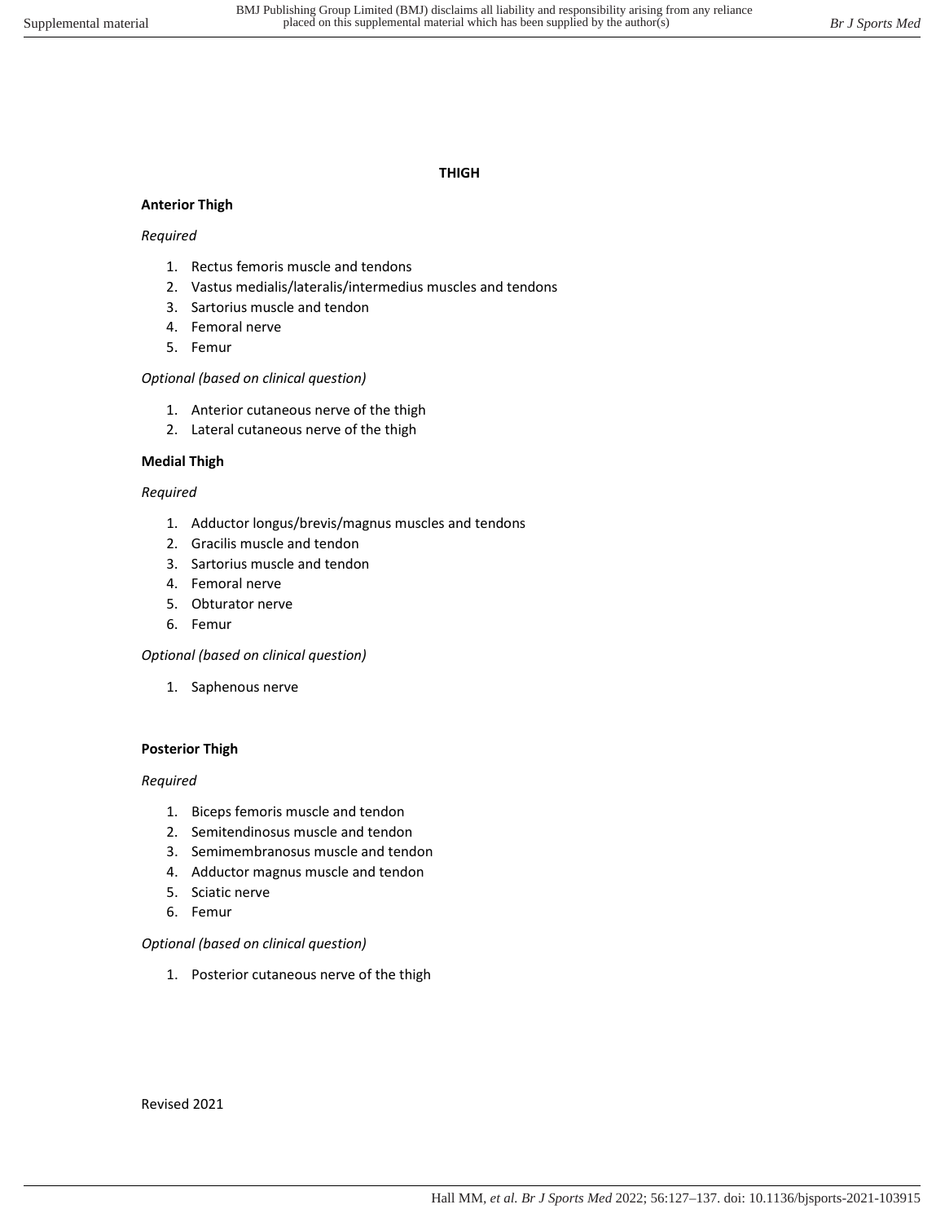# THIGH

## Anterior Thigh

*Required*

1. Rectus femoris muscle and tendons
2. Vastus medialis/lateralis/intermedius muscles and tendons
3. Sartorius muscle and tendon
4. Femoral nerve
5. Femur

*Optional (based on clinical question)*

1. Anterior cutaneous nerve of the thigh
2. Lateral cutaneous nerve of the thigh

## Medial Thigh

*Required*

1. Adductor longus/brevis/magnus muscles and tendons
2. Gracilis muscle and tendon
3. Sartorius muscle and tendon
4. Femoral nerve
5. Obturator nerve
6. Femur

*Optional (based on clinical question)*

1. Saphenous nerve

## Posterior Thigh

*Required*

1. Biceps femoris muscle and tendon
2. Semitendinosus muscle and tendon
3. Semimembranosus muscle and tendon
4. Adductor magnus muscle and tendon
5. Sciatic nerve
6. Femur

*Optional (based on clinical question)*

1. Posterior cutaneous nerve of the thigh

Revised 2021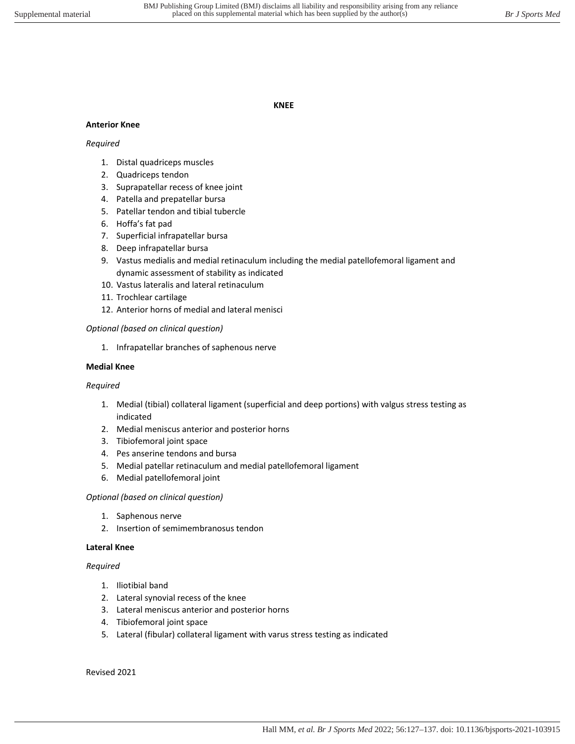# KNEE

## Anterior Knee

*Required*

1. Distal quadriceps muscles
2. Quadriceps tendon
3. Suprapatellar recess of knee joint
4. Patella and prepatellar bursa
5. Patellar tendon and tibial tubercle
6. Hoffa's fat pad
7. Superficial infrapatellar bursa
8. Deep infrapatellar bursa
9. Vastus medialis and medial retinaculum including the medial patellofemoral ligament and dynamic assessment of stability as indicated
10. Vastus lateralis and lateral retinaculum
11. Trochlear cartilage
12. Anterior horns of medial and lateral menisci

*Optional (based on clinical question)*

1. Infrapatellar branches of saphenous nerve

## Medial Knee

*Required*

1. Medial (tibial) collateral ligament (superficial and deep portions) with valgus stress testing as indicated
2. Medial meniscus anterior and posterior horns
3. Tibiofemoral joint space
4. Pes anserine tendons and bursa
5. Medial patellar retinaculum and medial patellofemoral ligament
6. Medial patellofemoral joint

*Optional (based on clinical question)*

1. Saphenous nerve
2. Insertion of semimembranosus tendon

## Lateral Knee

*Required*

1. Iliotibial band
2. Lateral synovial recess of the knee
3. Lateral meniscus anterior and posterior horns
4. Tibiofemoral joint space
5. Lateral (fibular) collateral ligament with varus stress testing as indicated

Revised 2021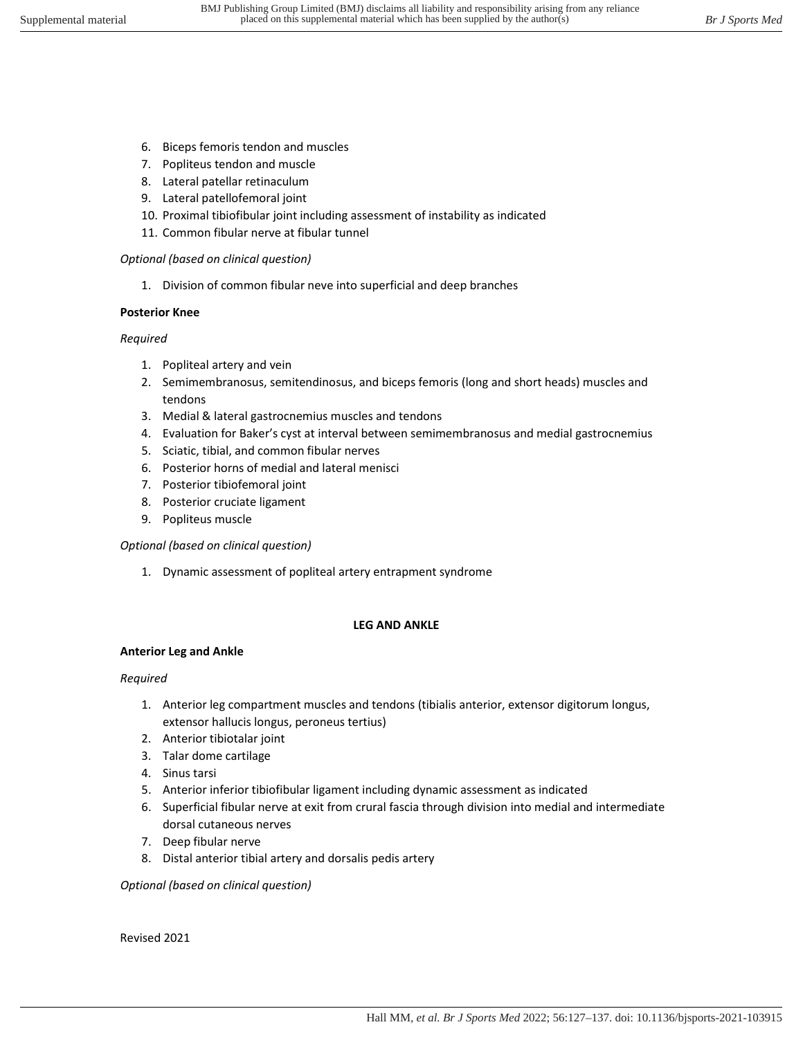6. Biceps femoris tendon and muscles
7. Popliteus tendon and muscle
8. Lateral patellar retinaculum
9. Lateral patellofemoral joint
10. Proximal tibiofibular joint including assessment of instability as indicated
11. Common fibular nerve at fibular tunnel

*Optional (based on clinical question)*

1. Division of common fibular neve into superficial and deep branches

**Posterior Knee**

*Required*

1. Popliteal artery and vein
2. Semimembranosus, semitendinosus, and biceps femoris (long and short heads) muscles and tendons
3. Medial & lateral gastrocnemius muscles and tendons
4. Evaluation for Baker's cyst at interval between semimembranosus and medial gastrocnemius
5. Sciatic, tibial, and common fibular nerves
6. Posterior horns of medial and lateral menisci
7. Posterior tibiofemoral joint
8. Posterior cruciate ligament
9. Popliteus muscle

*Optional (based on clinical question)*

1. Dynamic assessment of popliteal artery entrapment syndrome

## LEG AND ANKLE

**Anterior Leg and Ankle**

*Required*

1. Anterior leg compartment muscles and tendons (tibialis anterior, extensor digitorum longus, extensor hallucis longus, peroneus tertius)
2. Anterior tibiotalar joint
3. Talar dome cartilage
4. Sinus tarsi
5. Anterior inferior tibiofibular ligament including dynamic assessment as indicated
6. Superficial fibular nerve at exit from crural fascia through division into medial and intermediate dorsal cutaneous nerves
7. Deep fibular nerve
8. Distal anterior tibial artery and dorsalis pedis artery

*Optional (based on clinical question)*

Revised 2021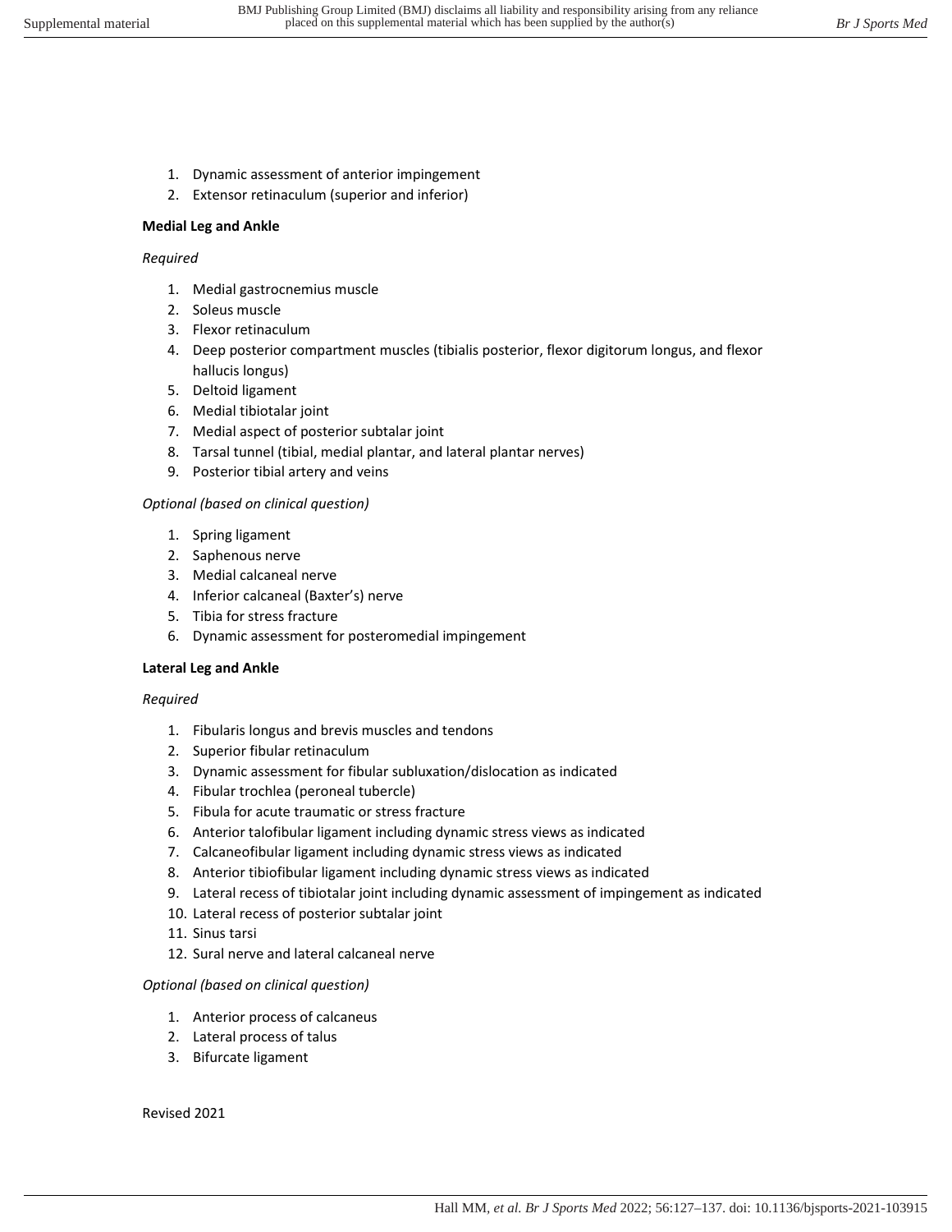1. Dynamic assessment of anterior impingement
2. Extensor retinaculum (superior and inferior)

**Medial Leg and Ankle**

*Required*

1. Medial gastrocnemius muscle
2. Soleus muscle
3. Flexor retinaculum
4. Deep posterior compartment muscles (tibialis posterior, flexor digitorum longus, and flexor hallucis longus)
5. Deltoid ligament
6. Medial tibiotalar joint
7. Medial aspect of posterior subtalar joint
8. Tarsal tunnel (tibial, medial plantar, and lateral plantar nerves)
9. Posterior tibial artery and veins

*Optional (based on clinical question)*

1. Spring ligament
2. Saphenous nerve
3. Medial calcaneal nerve
4. Inferior calcaneal (Baxter's) nerve
5. Tibia for stress fracture
6. Dynamic assessment for posteromedial impingement

**Lateral Leg and Ankle**

*Required*

1. Fibularis longus and brevis muscles and tendons
2. Superior fibular retinaculum
3. Dynamic assessment for fibular subluxation/dislocation as indicated
4. Fibular trochlea (peroneal tubercle)
5. Fibula for acute traumatic or stress fracture
6. Anterior talofibular ligament including dynamic stress views as indicated
7. Calcaneofibular ligament including dynamic stress views as indicated
8. Anterior tibiofibular ligament including dynamic stress views as indicated
9. Lateral recess of tibiotalar joint including dynamic assessment of impingement as indicated
10. Lateral recess of posterior subtalar joint
11. Sinus tarsi
12. Sural nerve and lateral calcaneal nerve

*Optional (based on clinical question)*

1. Anterior process of calcaneus
2. Lateral process of talus
3. Bifurcate ligament

Revised 2021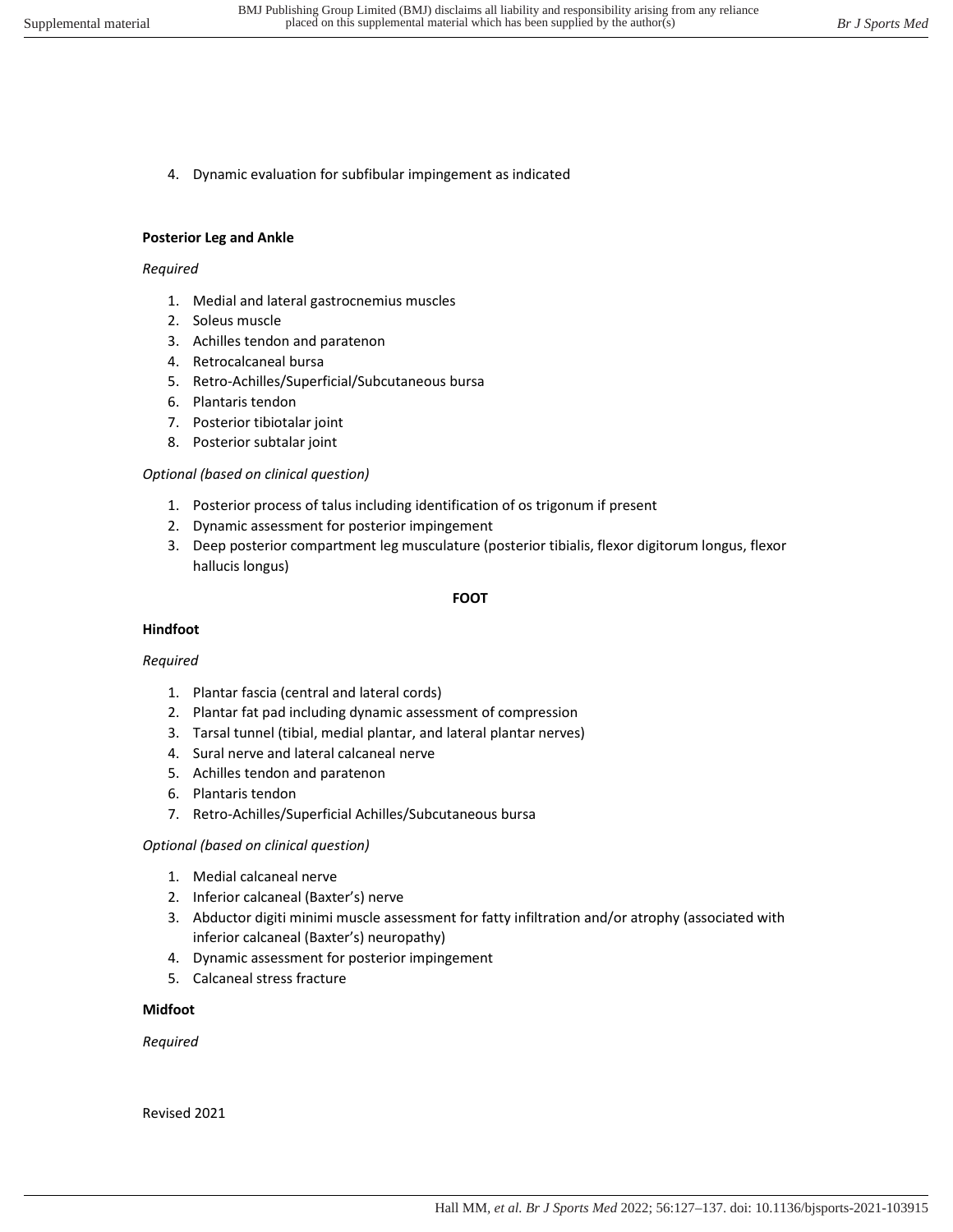4. Dynamic evaluation for subfibular impingement as indicated

**Posterior Leg and Ankle**

*Required*

1. Medial and lateral gastrocnemius muscles
2. Soleus muscle
3. Achilles tendon and paratenon
4. Retrocalcaneal bursa
5. Retro-Achilles/Superficial/Subcutaneous bursa
6. Plantaris tendon
7. Posterior tibiotalar joint
8. Posterior subtalar joint

*Optional (based on clinical question)*

1. Posterior process of talus including identification of os trigonum if present
2. Dynamic assessment for posterior impingement
3. Deep posterior compartment leg musculature (posterior tibialis, flexor digitorum longus, flexor hallucis longus)

**FOOT**

**Hindfoot**

*Required*

1. Plantar fascia (central and lateral cords)
2. Plantar fat pad including dynamic assessment of compression
3. Tarsal tunnel (tibial, medial plantar, and lateral plantar nerves)
4. Sural nerve and lateral calcaneal nerve
5. Achilles tendon and paratenon
6. Plantaris tendon
7. Retro-Achilles/Superficial Achilles/Subcutaneous bursa

*Optional (based on clinical question)*

1. Medial calcaneal nerve
2. Inferior calcaneal (Baxter's) nerve
3. Abductor digiti minimi muscle assessment for fatty infiltration and/or atrophy (associated with inferior calcaneal (Baxter's) neuropathy)
4. Dynamic assessment for posterior impingement
5. Calcaneal stress fracture

**Midfoot**

*Required*

Revised 2021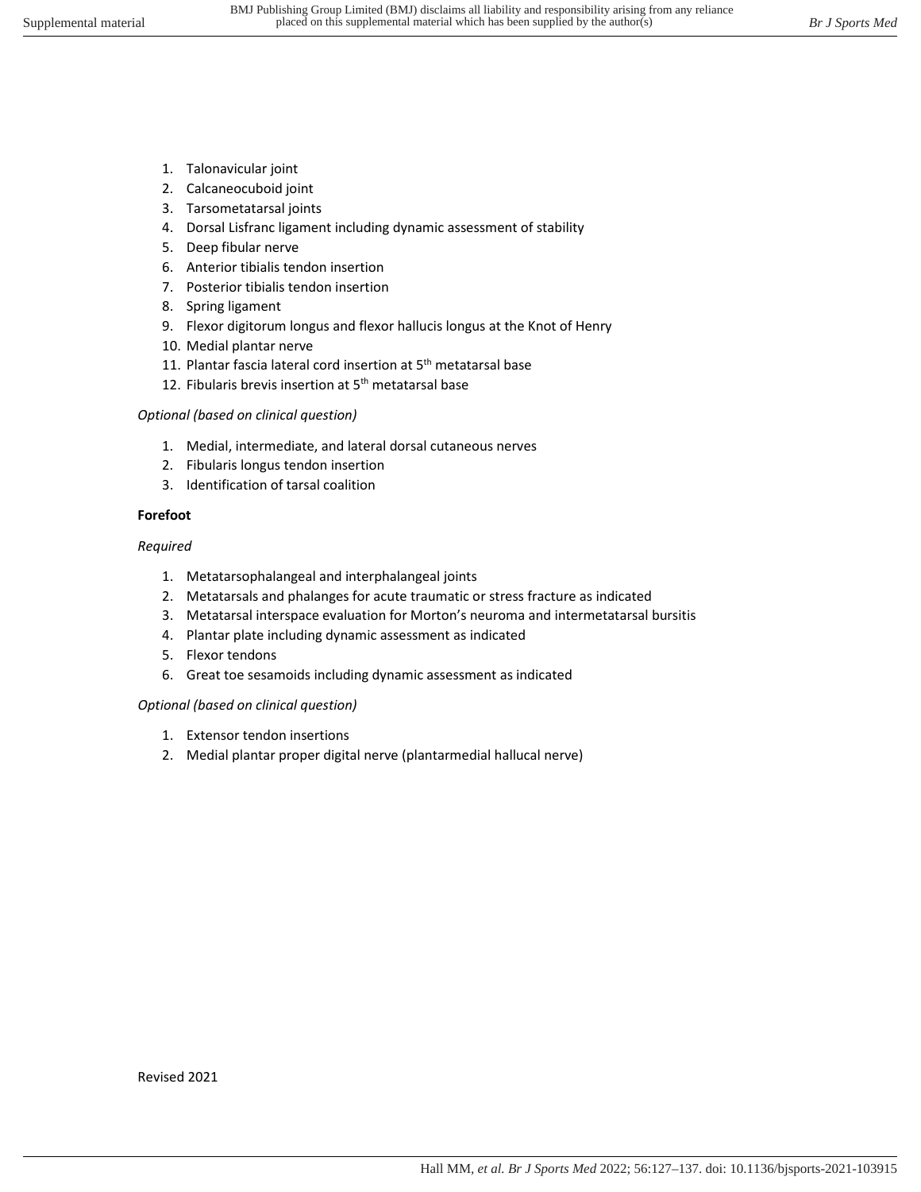1. Talonavicular joint
2. Calcaneocuboid joint
3. Tarsometatarsal joints
4. Dorsal Lisfranc ligament including dynamic assessment of stability
5. Deep fibular nerve
6. Anterior tibialis tendon insertion
7. Posterior tibialis tendon insertion
8. Spring ligament
9. Flexor digitorum longus and flexor hallucis longus at the Knot of Henry
10. Medial plantar nerve
11. Plantar fascia lateral cord insertion at 5th metatarsal base
12. Fibularis brevis insertion at 5th metatarsal base

*Optional (based on clinical question)*

1. Medial, intermediate, and lateral dorsal cutaneous nerves
2. Fibularis longus tendon insertion
3. Identification of tarsal coalition

**Forefoot**

*Required*

1. Metatarsophalangeal and interphalangeal joints
2. Metatarsals and phalanges for acute traumatic or stress fracture as indicated
3. Metatarsal interspace evaluation for Morton's neuroma and intermetatarsal bursitis
4. Plantar plate including dynamic assessment as indicated
5. Flexor tendons
6. Great toe sesamoids including dynamic assessment as indicated

*Optional (based on clinical question)*

1. Extensor tendon insertions
2. Medial plantar proper digital nerve (plantarmedial hallucal nerve)

Revised 2021